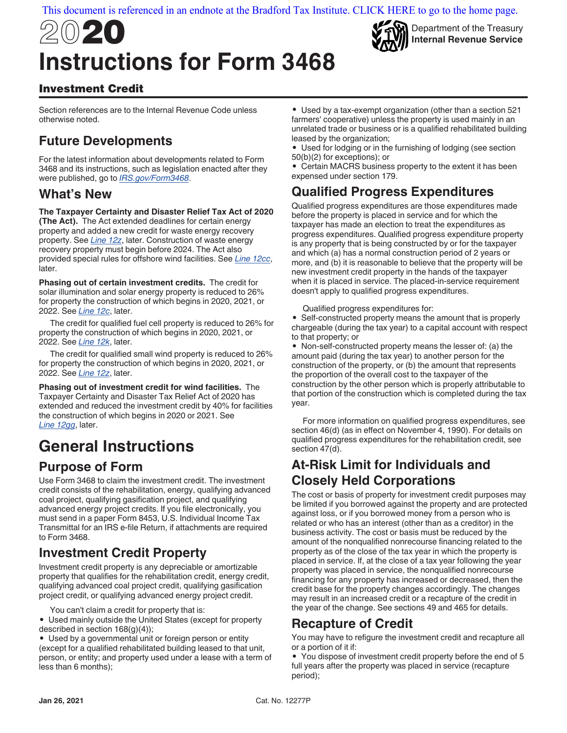This document is referenced in an endnote at the Bradford Tax Institute. CLICK HERE to go to the home page.

# 2020 Instructions for Form 3468

Department of the Treasury
**Internal Revenue Service**

## Investment Credit

Section references are to the Internal Revenue Code unless otherwise noted.

## Future Developments

For the latest information about developments related to Form 3468 and its instructions, such as legislation enacted after they were published, go to *IRS.gov/Form3468*.

## What's New

**The Taxpayer Certainty and Disaster Relief Tax Act of 2020 (The Act).** The Act extended deadlines for certain energy property and added a new credit for waste energy recovery property. See *Line 12z*, later. Construction of waste energy recovery property must begin before 2024. The Act also provided special rules for offshore wind facilities. See *Line 12cc*, later.

**Phasing out of certain investment credits.** The credit for solar illumination and solar energy property is reduced to 26% for property the construction of which begins in 2020, 2021, or 2022. See *Line 12c*, later.

The credit for qualified fuel cell property is reduced to 26% for property the construction of which begins in 2020, 2021, or 2022. See *Line 12k*, later.

The credit for qualified small wind property is reduced to 26% for property the construction of which begins in 2020, 2021, or 2022. See *Line 12z*, later.

**Phasing out of investment credit for wind facilities.** The Taxpayer Certainty and Disaster Tax Relief Act of 2020 has extended and reduced the investment credit by 40% for facilities the construction of which begins in 2020 or 2021. See *Line 12gg*, later.

# General Instructions

## Purpose of Form

Use Form 3468 to claim the investment credit. The investment credit consists of the rehabilitation, energy, qualifying advanced coal project, qualifying gasification project, and qualifying advanced energy project credits. If you file electronically, you must send in a paper Form 8453, U.S. Individual Income Tax Transmittal for an IRS e-file Return, if attachments are required to Form 3468.

## Investment Credit Property

Investment credit property is any depreciable or amortizable property that qualifies for the rehabilitation credit, energy credit, qualifying advanced coal project credit, qualifying gasification project credit, or qualifying advanced energy project credit.

You can't claim a credit for property that is:

- Used mainly outside the United States (except for property described in section 168(g)(4));
- Used by a governmental unit or foreign person or entity (except for a qualified rehabilitated building leased to that unit, person, or entity; and property used under a lease with a term of less than 6 months);
- Used by a tax-exempt organization (other than a section 521 farmers' cooperative) unless the property is used mainly in an unrelated trade or business or is a qualified rehabilitated building leased by the organization;
- Used for lodging or in the furnishing of lodging (see section 50(b)(2) for exceptions); or
- Certain MACRS business property to the extent it has been expensed under section 179.

## Qualified Progress Expenditures

Qualified progress expenditures are those expenditures made before the property is placed in service and for which the taxpayer has made an election to treat the expenditures as progress expenditures. Qualified progress expenditure property is any property that is being constructed by or for the taxpayer and which (a) has a normal construction period of 2 years or more, and (b) it is reasonable to believe that the property will be new investment credit property in the hands of the taxpayer when it is placed in service. The placed-in-service requirement doesn't apply to qualified progress expenditures.

Qualified progress expenditures for:

- Self-constructed property means the amount that is properly chargeable (during the tax year) to a capital account with respect to that property; or
- Non-self-constructed property means the lesser of: (a) the amount paid (during the tax year) to another person for the construction of the property, or (b) the amount that represents the proportion of the overall cost to the taxpayer of the construction by the other person which is properly attributable to that portion of the construction which is completed during the tax year.

For more information on qualified progress expenditures, see section 46(d) (as in effect on November 4, 1990). For details on qualified progress expenditures for the rehabilitation credit, see section 47(d).

## At-Risk Limit for Individuals and Closely Held Corporations

The cost or basis of property for investment credit purposes may be limited if you borrowed against the property and are protected against loss, or if you borrowed money from a person who is related or who has an interest (other than as a creditor) in the business activity. The cost or basis must be reduced by the amount of the nonqualified nonrecourse financing related to the property as of the close of the tax year in which the property is placed in service. If, at the close of a tax year following the year property was placed in service, the nonqualified nonrecourse financing for any property has increased or decreased, then the credit base for the property changes accordingly. The changes may result in an increased credit or a recapture of the credit in the year of the change. See sections 49 and 465 for details.

## Recapture of Credit

You may have to refigure the investment credit and recapture all or a portion of it if:

- You dispose of investment credit property before the end of 5 full years after the property was placed in service (recapture period);

Jan 26, 2021 Cat. No. 12277P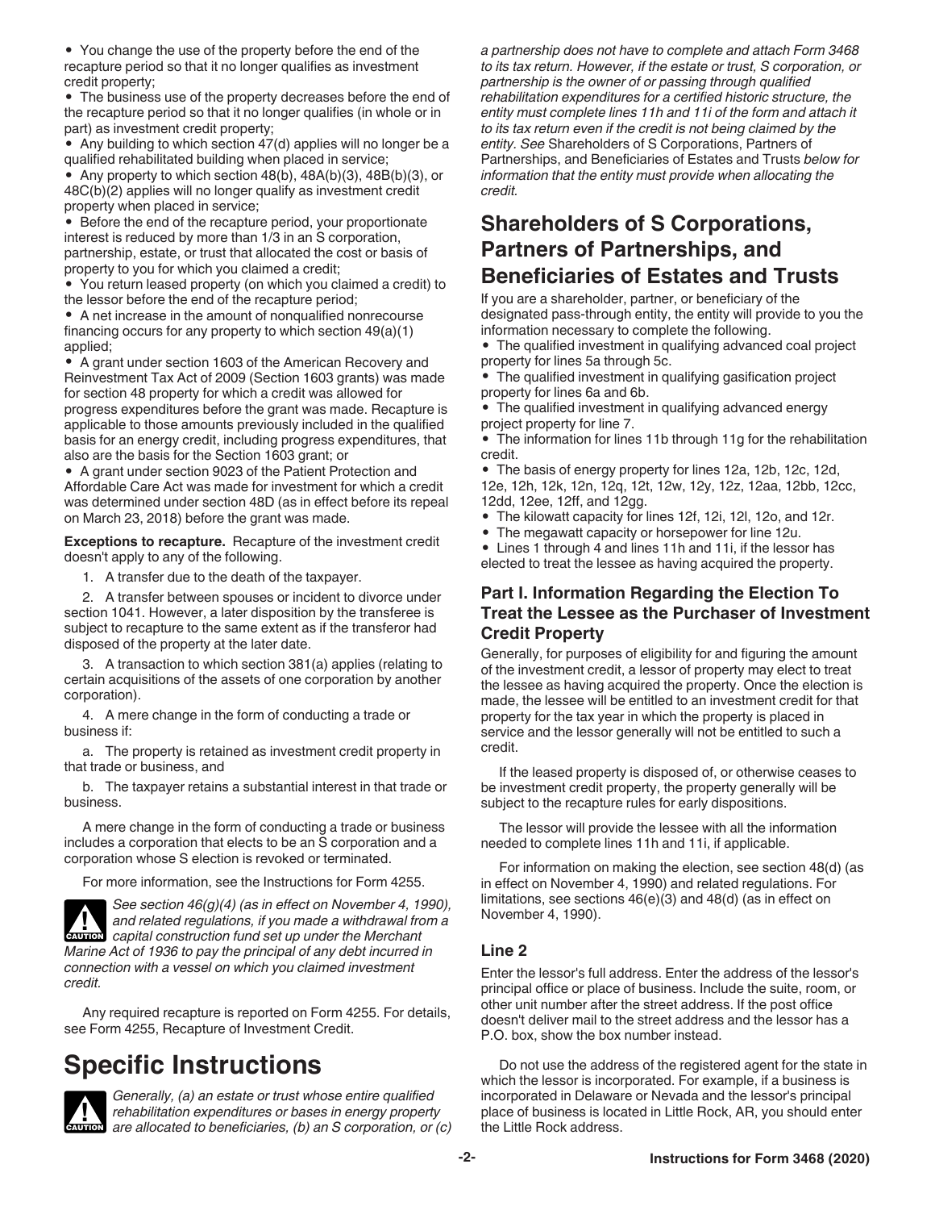- You change the use of the property before the end of the recapture period so that it no longer qualifies as investment credit property;
- The business use of the property decreases before the end of the recapture period so that it no longer qualifies (in whole or in part) as investment credit property;
- Any building to which section 47(d) applies will no longer be a qualified rehabilitated building when placed in service;
- Any property to which section 48(b), 48A(b)(3), 48B(b)(3), or 48C(b)(2) applies will no longer qualify as investment credit property when placed in service;
- Before the end of the recapture period, your proportionate interest is reduced by more than 1/3 in an S corporation, partnership, estate, or trust that allocated the cost or basis of property to you for which you claimed a credit;
- You return leased property (on which you claimed a credit) to the lessor before the end of the recapture period;
- A net increase in the amount of nonqualified nonrecourse financing occurs for any property to which section 49(a)(1) applied;
- A grant under section 1603 of the American Recovery and Reinvestment Tax Act of 2009 (Section 1603 grants) was made for section 48 property for which a credit was allowed for progress expenditures before the grant was made. Recapture is applicable to those amounts previously included in the qualified basis for an energy credit, including progress expenditures, that also are the basis for the Section 1603 grant; or
- A grant under section 9023 of the Patient Protection and Affordable Care Act was made for investment for which a credit was determined under section 48D (as in effect before its repeal on March 23, 2018) before the grant was made.

**Exceptions to recapture.** Recapture of the investment credit doesn't apply to any of the following.

1. A transfer due to the death of the taxpayer.
2. A transfer between spouses or incident to divorce under section 1041. However, a later disposition by the transferee is subject to recapture to the same extent as if the transferor had disposed of the property at the later date.
3. A transaction to which section 381(a) applies (relating to certain acquisitions of the assets of one corporation by another corporation).
4. A mere change in the form of conducting a trade or business if:

   a. The property is retained as investment credit property in that trade or business, and

   b. The taxpayer retains a substantial interest in that trade or business.

A mere change in the form of conducting a trade or business includes a corporation that elects to be an S corporation and a corporation whose S election is revoked or terminated.

For more information, see the Instructions for Form 4255.

CAUTION: *See section 46(g)(4) (as in effect on November 4, 1990), and related regulations, if you made a withdrawal from a capital construction fund set up under the Merchant Marine Act of 1936 to pay the principal of any debt incurred in connection with a vessel on which you claimed investment credit.*

Any required recapture is reported on Form 4255. For details, see Form 4255, Recapture of Investment Credit.

# Specific Instructions

CAUTION: *Generally, (a) an estate or trust whose entire qualified rehabilitation expenditures or bases in energy property are allocated to beneficiaries, (b) an S corporation, or (c) a partnership does not have to complete and attach Form 3468 to its tax return. However, if the estate or trust, S corporation, or partnership is the owner of or passing through qualified rehabilitation expenditures for a certified historic structure, the entity must complete lines 11h and 11i of the form and attach it to its tax return even if the credit is not being claimed by the entity. See* Shareholders of S Corporations, Partners of Partnerships, and Beneficiaries of Estates and Trusts *below for information that the entity must provide when allocating the credit.*

## Shareholders of S Corporations, Partners of Partnerships, and Beneficiaries of Estates and Trusts

If you are a shareholder, partner, or beneficiary of the designated pass-through entity, the entity will provide to you the information necessary to complete the following.

- The qualified investment in qualifying advanced coal project property for lines 5a through 5c.
- The qualified investment in qualifying gasification project property for lines 6a and 6b.
- The qualified investment in qualifying advanced energy project property for line 7.
- The information for lines 11b through 11g for the rehabilitation credit.
- The basis of energy property for lines 12a, 12b, 12c, 12d, 12e, 12h, 12k, 12n, 12q, 12t, 12w, 12y, 12z, 12aa, 12bb, 12cc, 12dd, 12ee, 12ff, and 12gg.
- The kilowatt capacity for lines 12f, 12i, 12l, 12o, and 12r.
- The megawatt capacity or horsepower for line 12u.
- Lines 1 through 4 and lines 11h and 11i, if the lessor has elected to treat the lessee as having acquired the property.

### Part I. Information Regarding the Election To Treat the Lessee as the Purchaser of Investment Credit Property

Generally, for purposes of eligibility for and figuring the amount of the investment credit, a lessor of property may elect to treat the lessee as having acquired the property. Once the election is made, the lessee will be entitled to an investment credit for that property for the tax year in which the property is placed in service and the lessor generally will not be entitled to such a credit.

If the leased property is disposed of, or otherwise ceases to be investment credit property, the property generally will be subject to the recapture rules for early dispositions.

The lessor will provide the lessee with all the information needed to complete lines 11h and 11i, if applicable.

For information on making the election, see section 48(d) (as in effect on November 4, 1990) and related regulations. For limitations, see sections 46(e)(3) and 48(d) (as in effect on November 4, 1990).

### Line 2

Enter the lessor's full address. Enter the address of the lessor's principal office or place of business. Include the suite, room, or other unit number after the street address. If the post office doesn't deliver mail to the street address and the lessor has a P.O. box, show the box number instead.

Do not use the address of the registered agent for the state in which the lessor is incorporated. For example, if a business is incorporated in Delaware or Nevada and the lessor's principal place of business is located in Little Rock, AR, you should enter the Little Rock address.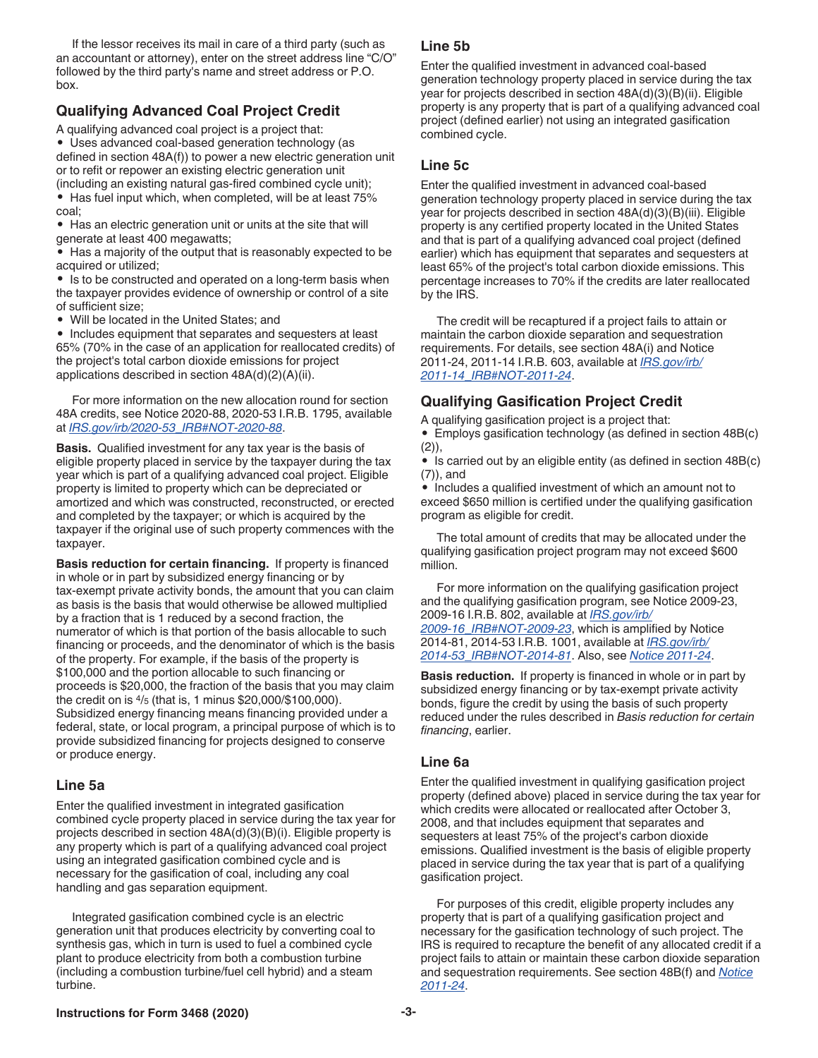If the lessor receives its mail in care of a third party (such as an accountant or attorney), enter on the street address line "C/O" followed by the third party's name and street address or P.O. box.

## Qualifying Advanced Coal Project Credit

A qualifying advanced coal project is a project that:

- Uses advanced coal-based generation technology (as defined in section 48A(f)) to power a new electric generation unit or to refit or repower an existing electric generation unit (including an existing natural gas-fired combined cycle unit);
- Has fuel input which, when completed, will be at least 75% coal;
- Has an electric generation unit or units at the site that will generate at least 400 megawatts;
- Has a majority of the output that is reasonably expected to be acquired or utilized;
- Is to be constructed and operated on a long-term basis when the taxpayer provides evidence of ownership or control of a site of sufficient size;
- Will be located in the United States; and
- Includes equipment that separates and sequesters at least 65% (70% in the case of an application for reallocated credits) of the project's total carbon dioxide emissions for project applications described in section 48A(d)(2)(A)(ii).

For more information on the new allocation round for section 48A credits, see Notice 2020-88, 2020-53 I.R.B. 1795, available at *IRS.gov/irb/2020-53_IRB#NOT-2020-88*.

**Basis.** Qualified investment for any tax year is the basis of eligible property placed in service by the taxpayer during the tax year which is part of a qualifying advanced coal project. Eligible property is limited to property which can be depreciated or amortized and which was constructed, reconstructed, or erected and completed by the taxpayer; or which is acquired by the taxpayer if the original use of such property commences with the taxpayer.

**Basis reduction for certain financing.** If property is financed in whole or in part by subsidized energy financing or by tax-exempt private activity bonds, the amount that you can claim as basis is the basis that would otherwise be allowed multiplied by a fraction that is 1 reduced by a second fraction, the numerator of which is that portion of the basis allocable to such financing or proceeds, and the denominator of which is the basis of the property. For example, if the basis of the property is $100,000 and the portion allocable to such financing or proceeds is $20,000, the fraction of the basis that you may claim the credit on is 4/5 (that is, 1 minus $20,000/$100,000). Subsidized energy financing means financing provided under a federal, state, or local program, a principal purpose of which is to provide subsidized financing for projects designed to conserve or produce energy.

### Line 5a

Enter the qualified investment in integrated gasification combined cycle property placed in service during the tax year for projects described in section 48A(d)(3)(B)(i). Eligible property is any property which is part of a qualifying advanced coal project using an integrated gasification combined cycle and is necessary for the gasification of coal, including any coal handling and gas separation equipment.

Integrated gasification combined cycle is an electric generation unit that produces electricity by converting coal to synthesis gas, which in turn is used to fuel a combined cycle plant to produce electricity from both a combustion turbine (including a combustion turbine/fuel cell hybrid) and a steam turbine.

### Line 5b

Enter the qualified investment in advanced coal-based generation technology property placed in service during the tax year for projects described in section 48A(d)(3)(B)(ii). Eligible property is any property that is part of a qualifying advanced coal project (defined earlier) not using an integrated gasification combined cycle.

### Line 5c

Enter the qualified investment in advanced coal-based generation technology property placed in service during the tax year for projects described in section 48A(d)(3)(B)(iii). Eligible property is any certified property located in the United States and that is part of a qualifying advanced coal project (defined earlier) which has equipment that separates and sequesters at least 65% of the project's total carbon dioxide emissions. This percentage increases to 70% if the credits are later reallocated by the IRS.

The credit will be recaptured if a project fails to attain or maintain the carbon dioxide separation and sequestration requirements. For details, see section 48A(i) and Notice 2011-24, 2011-14 I.R.B. 603, available at *IRS.gov/irb/2011-14_IRB#NOT-2011-24*.

## Qualifying Gasification Project Credit

A qualifying gasification project is a project that:

- Employs gasification technology (as defined in section 48B(c)(2)),
- Is carried out by an eligible entity (as defined in section 48B(c)(7)), and
- Includes a qualified investment of which an amount not to exceed $650 million is certified under the qualifying gasification program as eligible for credit.

The total amount of credits that may be allocated under the qualifying gasification project program may not exceed $600 million.

For more information on the qualifying gasification project and the qualifying gasification program, see Notice 2009-23, 2009-16 I.R.B. 802, available at *IRS.gov/irb/2009-16_IRB#NOT-2009-23*, which is amplified by Notice 2014-81, 2014-53 I.R.B. 1001, available at *IRS.gov/irb/2014-53_IRB#NOT-2014-81*. Also, see *Notice 2011-24*.

**Basis reduction.** If property is financed in whole or in part by subsidized energy financing or by tax-exempt private activity bonds, figure the credit by using the basis of such property reduced under the rules described in *Basis reduction for certain financing*, earlier.

### Line 6a

Enter the qualified investment in qualifying gasification project property (defined above) placed in service during the tax year for which credits were allocated or reallocated after October 3, 2008, and that includes equipment that separates and sequesters at least 75% of the project's carbon dioxide emissions. Qualified investment is the basis of eligible property placed in service during the tax year that is part of a qualifying gasification project.

For purposes of this credit, eligible property includes any property that is part of a qualifying gasification project and necessary for the gasification technology of such project. The IRS is required to recapture the benefit of any allocated credit if a project fails to attain or maintain these carbon dioxide separation and sequestration requirements. See section 48B(f) and *Notice 2011-24*.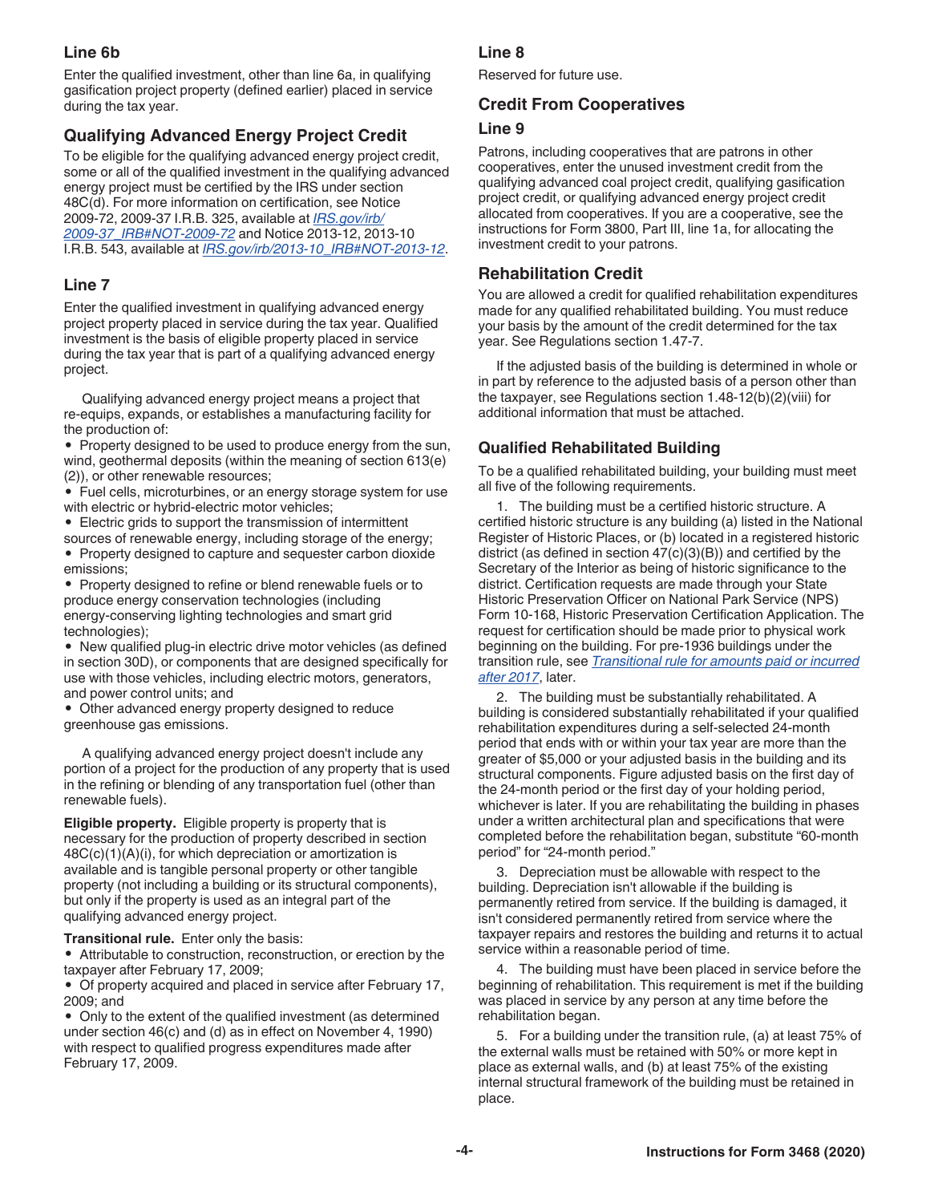### Line 6b

Enter the qualified investment, other than line 6a, in qualifying gasification project property (defined earlier) placed in service during the tax year.

## Qualifying Advanced Energy Project Credit

To be eligible for the qualifying advanced energy project credit, some or all of the qualified investment in the qualifying advanced energy project must be certified by the IRS under section 48C(d). For more information on certification, see Notice 2009-72, 2009-37 I.R.B. 325, available at *IRS.gov/irb/2009-37_IRB#NOT-2009-72* and Notice 2013-12, 2013-10 I.R.B. 543, available at *IRS.gov/irb/2013-10_IRB#NOT-2013-12*.

### Line 7

Enter the qualified investment in qualifying advanced energy project property placed in service during the tax year. Qualified investment is the basis of eligible property placed in service during the tax year that is part of a qualifying advanced energy project.

Qualifying advanced energy project means a project that re-equips, expands, or establishes a manufacturing facility for the production of:

- Property designed to be used to produce energy from the sun, wind, geothermal deposits (within the meaning of section 613(e)(2)), or other renewable resources;
- Fuel cells, microturbines, or an energy storage system for use with electric or hybrid-electric motor vehicles;
- Electric grids to support the transmission of intermittent sources of renewable energy, including storage of the energy;
- Property designed to capture and sequester carbon dioxide emissions;
- Property designed to refine or blend renewable fuels or to produce energy conservation technologies (including energy-conserving lighting technologies and smart grid technologies);
- New qualified plug-in electric drive motor vehicles (as defined in section 30D), or components that are designed specifically for use with those vehicles, including electric motors, generators, and power control units; and
- Other advanced energy property designed to reduce greenhouse gas emissions.

A qualifying advanced energy project doesn't include any portion of a project for the production of any property that is used in the refining or blending of any transportation fuel (other than renewable fuels).

**Eligible property.** Eligible property is property that is necessary for the production of property described in section 48C(c)(1)(A)(i), for which depreciation or amortization is available and is tangible personal property or other tangible property (not including a building or its structural components), but only if the property is used as an integral part of the qualifying advanced energy project.

**Transitional rule.** Enter only the basis:

- Attributable to construction, reconstruction, or erection by the taxpayer after February 17, 2009;
- Of property acquired and placed in service after February 17, 2009; and
- Only to the extent of the qualified investment (as determined under section 46(c) and (d) as in effect on November 4, 1990) with respect to qualified progress expenditures made after February 17, 2009.

### Line 8

Reserved for future use.

## Credit From Cooperatives

### Line 9

Patrons, including cooperatives that are patrons in other cooperatives, enter the unused investment credit from the qualifying advanced coal project credit, qualifying gasification project credit, or qualifying advanced energy project credit allocated from cooperatives. If you are a cooperative, see the instructions for Form 3800, Part III, line 1a, for allocating the investment credit to your patrons.

## Rehabilitation Credit

You are allowed a credit for qualified rehabilitation expenditures made for any qualified rehabilitated building. You must reduce your basis by the amount of the credit determined for the tax year. See Regulations section 1.47-7.

If the adjusted basis of the building is determined in whole or in part by reference to the adjusted basis of a person other than the taxpayer, see Regulations section 1.48-12(b)(2)(viii) for additional information that must be attached.

## Qualified Rehabilitated Building

To be a qualified rehabilitated building, your building must meet all five of the following requirements.

1. The building must be a certified historic structure. A certified historic structure is any building (a) listed in the National Register of Historic Places, or (b) located in a registered historic district (as defined in section 47(c)(3)(B)) and certified by the Secretary of the Interior as being of historic significance to the district. Certification requests are made through your State Historic Preservation Officer on National Park Service (NPS) Form 10-168, Historic Preservation Certification Application. The request for certification should be made prior to physical work beginning on the building. For pre-1936 buildings under the transition rule, see *Transitional rule for amounts paid or incurred after 2017*, later.

2. The building must be substantially rehabilitated. A building is considered substantially rehabilitated if your qualified rehabilitation expenditures during a self-selected 24-month period that ends with or within your tax year are more than the greater of $5,000 or your adjusted basis in the building and its structural components. Figure adjusted basis on the first day of the 24-month period or the first day of your holding period, whichever is later. If you are rehabilitating the building in phases under a written architectural plan and specifications that were completed before the rehabilitation began, substitute "60-month period" for "24-month period."

3. Depreciation must be allowable with respect to the building. Depreciation isn't allowable if the building is permanently retired from service. If the building is damaged, it isn't considered permanently retired from service where the taxpayer repairs and restores the building and returns it to actual service within a reasonable period of time.

4. The building must have been placed in service before the beginning of rehabilitation. This requirement is met if the building was placed in service by any person at any time before the rehabilitation began.

5. For a building under the transition rule, (a) at least 75% of the external walls must be retained with 50% or more kept in place as external walls, and (b) at least 75% of the existing internal structural framework of the building must be retained in place.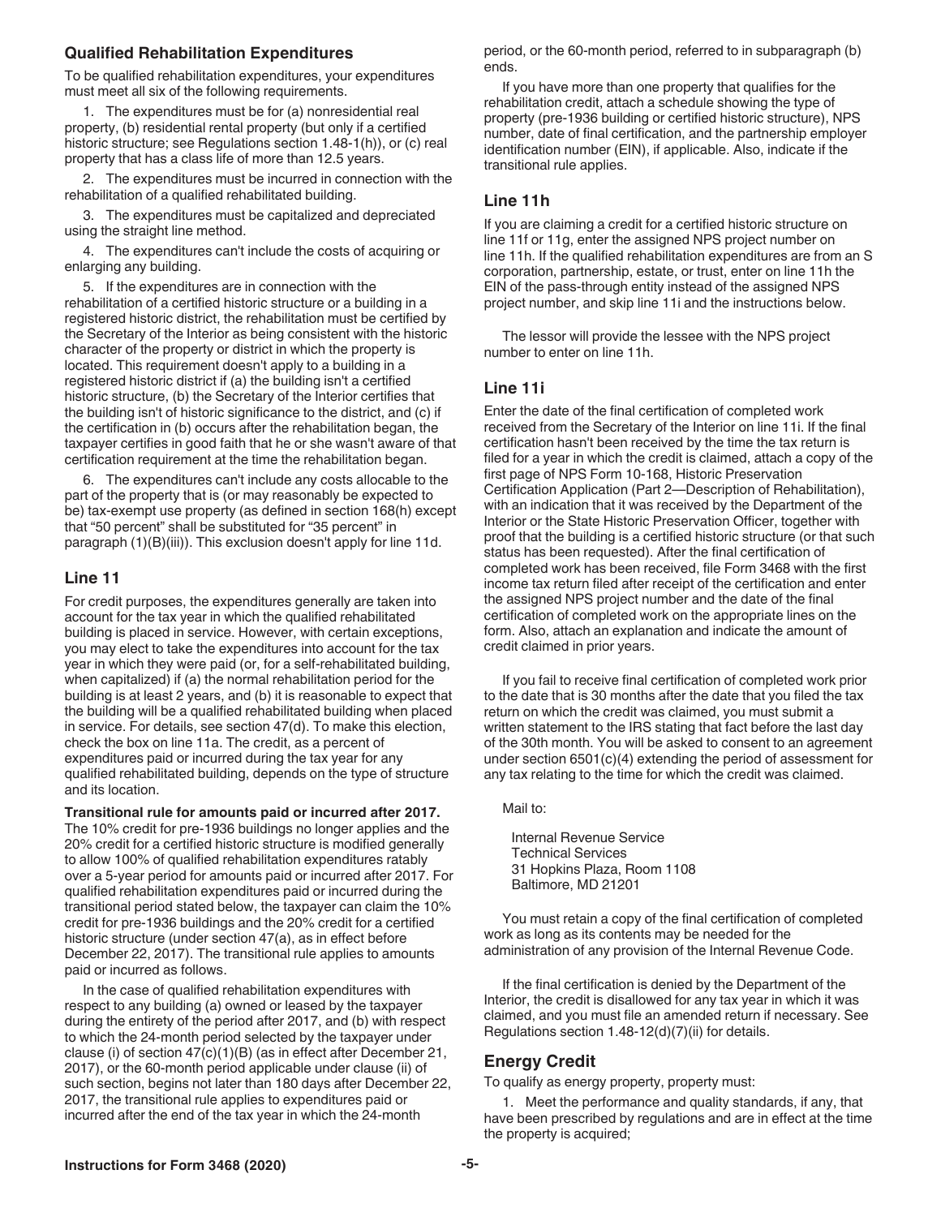## Qualified Rehabilitation Expenditures

To be qualified rehabilitation expenditures, your expenditures must meet all six of the following requirements.

1. The expenditures must be for (a) nonresidential real property, (b) residential rental property (but only if a certified historic structure; see Regulations section 1.48-1(h)), or (c) real property that has a class life of more than 12.5 years.

2. The expenditures must be incurred in connection with the rehabilitation of a qualified rehabilitated building.

3. The expenditures must be capitalized and depreciated using the straight line method.

4. The expenditures can't include the costs of acquiring or enlarging any building.

5. If the expenditures are in connection with the rehabilitation of a certified historic structure or a building in a registered historic district, the rehabilitation must be certified by the Secretary of the Interior as being consistent with the historic character of the property or district in which the property is located. This requirement doesn't apply to a building in a registered historic district if (a) the building isn't a certified historic structure, (b) the Secretary of the Interior certifies that the building isn't of historic significance to the district, and (c) if the certification in (b) occurs after the rehabilitation began, the taxpayer certifies in good faith that he or she wasn't aware of that certification requirement at the time the rehabilitation began.

6. The expenditures can't include any costs allocable to the part of the property that is (or may reasonably be expected to be) tax-exempt use property (as defined in section 168(h) except that "50 percent" shall be substituted for "35 percent" in paragraph (1)(B)(iii)). This exclusion doesn't apply for line 11d.

## Line 11

For credit purposes, the expenditures generally are taken into account for the tax year in which the qualified rehabilitated building is placed in service. However, with certain exceptions, you may elect to take the expenditures into account for the tax year in which they were paid (or, for a self-rehabilitated building, when capitalized) if (a) the normal rehabilitation period for the building is at least 2 years, and (b) it is reasonable to expect that the building will be a qualified rehabilitated building when placed in service. For details, see section 47(d). To make this election, check the box on line 11a. The credit, as a percent of expenditures paid or incurred during the tax year for any qualified rehabilitated building, depends on the type of structure and its location.

**Transitional rule for amounts paid or incurred after 2017.** The 10% credit for pre-1936 buildings no longer applies and the 20% credit for a certified historic structure is modified generally to allow 100% of qualified rehabilitation expenditures ratably over a 5-year period for amounts paid or incurred after 2017. For qualified rehabilitation expenditures paid or incurred during the transitional period stated below, the taxpayer can claim the 10% credit for pre-1936 buildings and the 20% credit for a certified historic structure (under section 47(a), as in effect before December 22, 2017). The transitional rule applies to amounts paid or incurred as follows.

In the case of qualified rehabilitation expenditures with respect to any building (a) owned or leased by the taxpayer during the entirety of the period after 2017, and (b) with respect to which the 24-month period selected by the taxpayer under clause (i) of section 47(c)(1)(B) (as in effect after December 21, 2017), or the 60-month period applicable under clause (ii) of such section, begins not later than 180 days after December 22, 2017, the transitional rule applies to expenditures paid or incurred after the end of the tax year in which the 24-month period, or the 60-month period, referred to in subparagraph (b) ends.

If you have more than one property that qualifies for the rehabilitation credit, attach a schedule showing the type of property (pre-1936 building or certified historic structure), NPS number, date of final certification, and the partnership employer identification number (EIN), if applicable. Also, indicate if the transitional rule applies.

## Line 11h

If you are claiming a credit for a certified historic structure on line 11f or 11g, enter the assigned NPS project number on line 11h. If the qualified rehabilitation expenditures are from an S corporation, partnership, estate, or trust, enter on line 11h the EIN of the pass-through entity instead of the assigned NPS project number, and skip line 11i and the instructions below.

The lessor will provide the lessee with the NPS project number to enter on line 11h.

## Line 11i

Enter the date of the final certification of completed work received from the Secretary of the Interior on line 11i. If the final certification hasn't been received by the time the tax return is filed for a year in which the credit is claimed, attach a copy of the first page of NPS Form 10-168, Historic Preservation Certification Application (Part 2—Description of Rehabilitation), with an indication that it was received by the Department of the Interior or the State Historic Preservation Officer, together with proof that the building is a certified historic structure (or that such status has been requested). After the final certification of completed work has been received, file Form 3468 with the first income tax return filed after receipt of the certification and enter the assigned NPS project number and the date of the final certification of completed work on the appropriate lines on the form. Also, attach an explanation and indicate the amount of credit claimed in prior years.

If you fail to receive final certification of completed work prior to the date that is 30 months after the date that you filed the tax return on which the credit was claimed, you must submit a written statement to the IRS stating that fact before the last day of the 30th month. You will be asked to consent to an agreement under section 6501(c)(4) extending the period of assessment for any tax relating to the time for which the credit was claimed.

Mail to:

Internal Revenue Service
Technical Services
31 Hopkins Plaza, Room 1108
Baltimore, MD 21201

You must retain a copy of the final certification of completed work as long as its contents may be needed for the administration of any provision of the Internal Revenue Code.

If the final certification is denied by the Department of the Interior, the credit is disallowed for any tax year in which it was claimed, and you must file an amended return if necessary. See Regulations section 1.48-12(d)(7)(ii) for details.

## Energy Credit

To qualify as energy property, property must:

1. Meet the performance and quality standards, if any, that have been prescribed by regulations and are in effect at the time the property is acquired;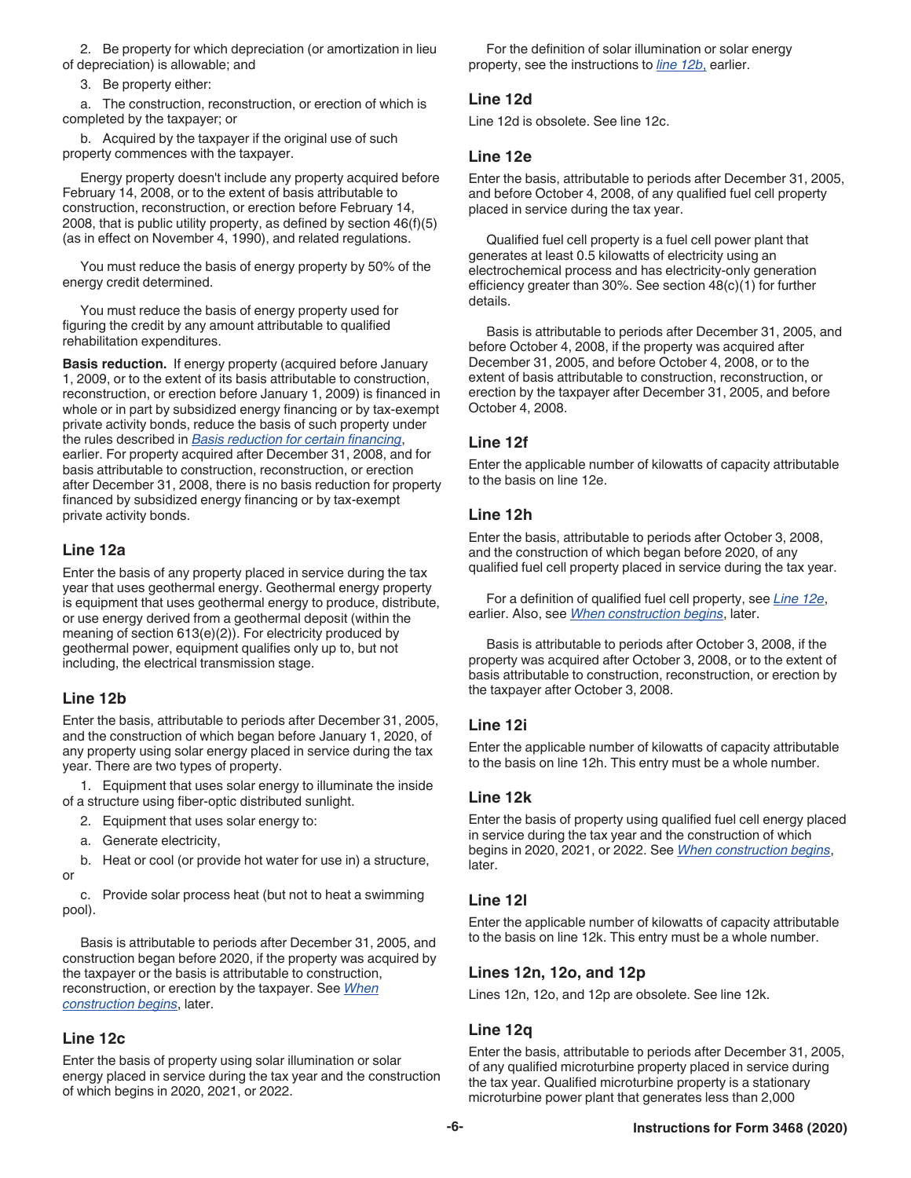2. Be property for which depreciation (or amortization in lieu of depreciation) is allowable; and

3. Be property either:

a. The construction, reconstruction, or erection of which is completed by the taxpayer; or

b. Acquired by the taxpayer if the original use of such property commences with the taxpayer.

Energy property doesn't include any property acquired before February 14, 2008, or to the extent of basis attributable to construction, reconstruction, or erection before February 14, 2008, that is public utility property, as defined by section 46(f)(5) (as in effect on November 4, 1990), and related regulations.

You must reduce the basis of energy property by 50% of the energy credit determined.

You must reduce the basis of energy property used for figuring the credit by any amount attributable to qualified rehabilitation expenditures.

**Basis reduction.** If energy property (acquired before January 1, 2009, or to the extent of its basis attributable to construction, reconstruction, or erection before January 1, 2009) is financed in whole or in part by subsidized energy financing or by tax-exempt private activity bonds, reduce the basis of such property under the rules described in *Basis reduction for certain financing*, earlier. For property acquired after December 31, 2008, and for basis attributable to construction, reconstruction, or erection after December 31, 2008, there is no basis reduction for property financed by subsidized energy financing or by tax-exempt private activity bonds.

### Line 12a

Enter the basis of any property placed in service during the tax year that uses geothermal energy. Geothermal energy property is equipment that uses geothermal energy to produce, distribute, or use energy derived from a geothermal deposit (within the meaning of section 613(e)(2)). For electricity produced by geothermal power, equipment qualifies only up to, but not including, the electrical transmission stage.

### Line 12b

Enter the basis, attributable to periods after December 31, 2005, and the construction of which began before January 1, 2020, of any property using solar energy placed in service during the tax year. There are two types of property.

1. Equipment that uses solar energy to illuminate the inside of a structure using fiber-optic distributed sunlight.

2. Equipment that uses solar energy to:

a. Generate electricity,

b. Heat or cool (or provide hot water for use in) a structure, or

c. Provide solar process heat (but not to heat a swimming pool).

Basis is attributable to periods after December 31, 2005, and construction began before 2020, if the property was acquired by the taxpayer or the basis is attributable to construction, reconstruction, or erection by the taxpayer. See *When construction begins*, later.

### Line 12c

Enter the basis of property using solar illumination or solar energy placed in service during the tax year and the construction of which begins in 2020, 2021, or 2022.

For the definition of solar illumination or solar energy property, see the instructions to *line 12b*, earlier.

### Line 12d

Line 12d is obsolete. See line 12c.

### Line 12e

Enter the basis, attributable to periods after December 31, 2005, and before October 4, 2008, of any qualified fuel cell property placed in service during the tax year.

Qualified fuel cell property is a fuel cell power plant that generates at least 0.5 kilowatts of electricity using an electrochemical process and has electricity-only generation efficiency greater than 30%. See section 48(c)(1) for further details.

Basis is attributable to periods after December 31, 2005, and before October 4, 2008, if the property was acquired after December 31, 2005, and before October 4, 2008, or to the extent of basis attributable to construction, reconstruction, or erection by the taxpayer after December 31, 2005, and before October 4, 2008.

### Line 12f

Enter the applicable number of kilowatts of capacity attributable to the basis on line 12e.

### Line 12h

Enter the basis, attributable to periods after October 3, 2008, and the construction of which began before 2020, of any qualified fuel cell property placed in service during the tax year.

For a definition of qualified fuel cell property, see *Line 12e*, earlier. Also, see *When construction begins*, later.

Basis is attributable to periods after October 3, 2008, if the property was acquired after October 3, 2008, or to the extent of basis attributable to construction, reconstruction, or erection by the taxpayer after October 3, 2008.

### Line 12i

Enter the applicable number of kilowatts of capacity attributable to the basis on line 12h. This entry must be a whole number.

### Line 12k

Enter the basis of property using qualified fuel cell energy placed in service during the tax year and the construction of which begins in 2020, 2021, or 2022. See *When construction begins*, later.

### Line 12l

Enter the applicable number of kilowatts of capacity attributable to the basis on line 12k. This entry must be a whole number.

### Lines 12n, 12o, and 12p

Lines 12n, 12o, and 12p are obsolete. See line 12k.

### Line 12q

Enter the basis, attributable to periods after December 31, 2005, of any qualified microturbine property placed in service during the tax year. Qualified microturbine property is a stationary microturbine power plant that generates less than 2,000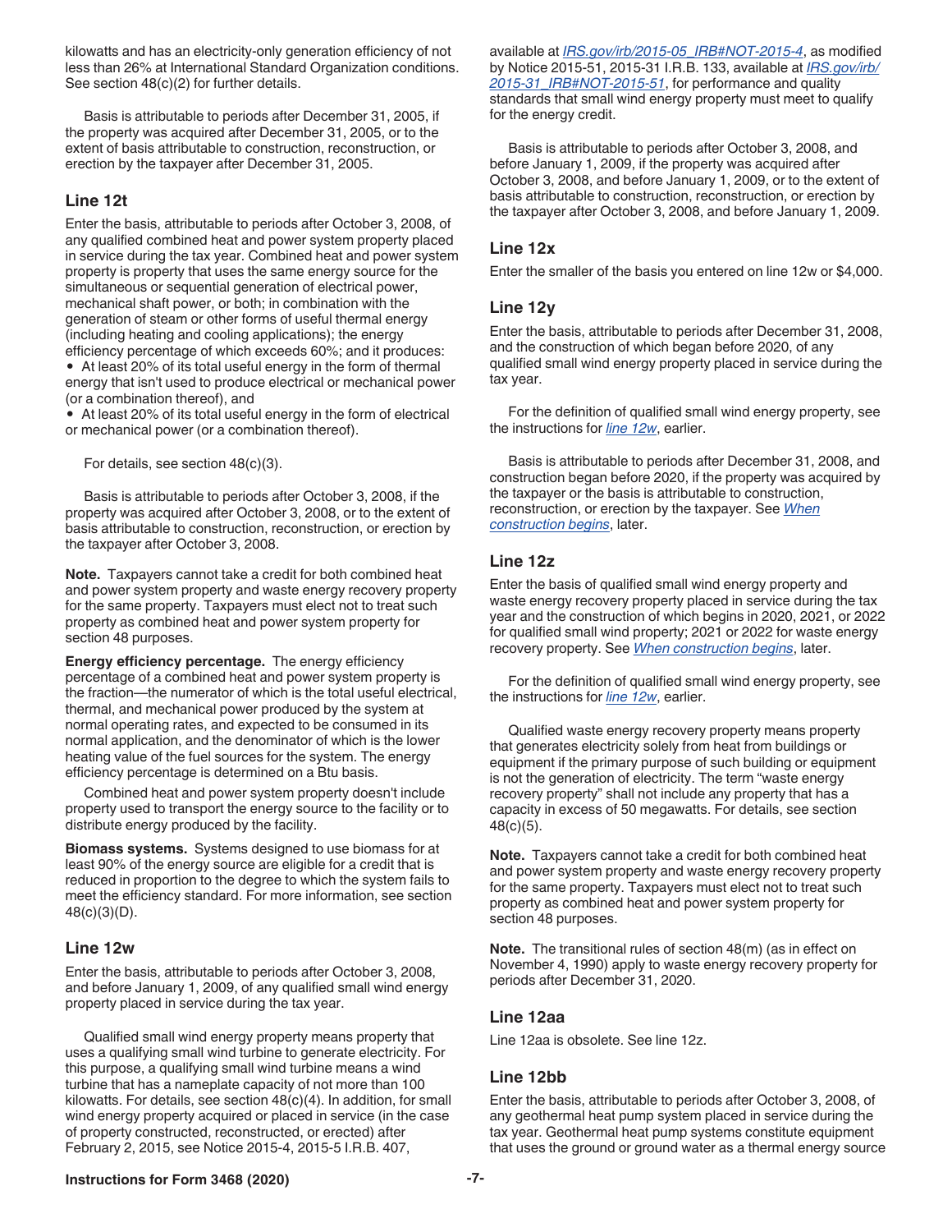kilowatts and has an electricity-only generation efficiency of not less than 26% at International Standard Organization conditions. See section 48(c)(2) for further details.

Basis is attributable to periods after December 31, 2005, if the property was acquired after December 31, 2005, or to the extent of basis attributable to construction, reconstruction, or erection by the taxpayer after December 31, 2005.

### Line 12t

Enter the basis, attributable to periods after October 3, 2008, of any qualified combined heat and power system property placed in service during the tax year. Combined heat and power system property is property that uses the same energy source for the simultaneous or sequential generation of electrical power, mechanical shaft power, or both; in combination with the generation of steam or other forms of useful thermal energy (including heating and cooling applications); the energy efficiency percentage of which exceeds 60%; and it produces:

- At least 20% of its total useful energy in the form of thermal energy that isn't used to produce electrical or mechanical power (or a combination thereof), and
- At least 20% of its total useful energy in the form of electrical or mechanical power (or a combination thereof).

For details, see section 48(c)(3).

Basis is attributable to periods after October 3, 2008, if the property was acquired after October 3, 2008, or to the extent of basis attributable to construction, reconstruction, or erection by the taxpayer after October 3, 2008.

**Note.** Taxpayers cannot take a credit for both combined heat and power system property and waste energy recovery property for the same property. Taxpayers must elect not to treat such property as combined heat and power system property for section 48 purposes.

**Energy efficiency percentage.** The energy efficiency percentage of a combined heat and power system property is the fraction—the numerator of which is the total useful electrical, thermal, and mechanical power produced by the system at normal operating rates, and expected to be consumed in its normal application, and the denominator of which is the lower heating value of the fuel sources for the system. The energy efficiency percentage is determined on a Btu basis.

Combined heat and power system property doesn't include property used to transport the energy source to the facility or to distribute energy produced by the facility.

**Biomass systems.** Systems designed to use biomass for at least 90% of the energy source are eligible for a credit that is reduced in proportion to the degree to which the system fails to meet the efficiency standard. For more information, see section 48(c)(3)(D).

### Line 12w

Enter the basis, attributable to periods after October 3, 2008, and before January 1, 2009, of any qualified small wind energy property placed in service during the tax year.

Qualified small wind energy property means property that uses a qualifying small wind turbine to generate electricity. For this purpose, a qualifying small wind turbine means a wind turbine that has a nameplate capacity of not more than 100 kilowatts. For details, see section 48(c)(4). In addition, for small wind energy property acquired or placed in service (in the case of property constructed, reconstructed, or erected) after February 2, 2015, see Notice 2015-4, 2015-5 I.R.B. 407, available at *IRS.gov/irb/2015-05_IRB#NOT-2015-4*, as modified by Notice 2015-51, 2015-31 I.R.B. 133, available at *IRS.gov/irb/2015-31_IRB#NOT-2015-51*, for performance and quality standards that small wind energy property must meet to qualify for the energy credit.

Basis is attributable to periods after October 3, 2008, and before January 1, 2009, if the property was acquired after October 3, 2008, and before January 1, 2009, or to the extent of basis attributable to construction, reconstruction, or erection by the taxpayer after October 3, 2008, and before January 1, 2009.

### Line 12x

Enter the smaller of the basis you entered on line 12w or $4,000.

### Line 12y

Enter the basis, attributable to periods after December 31, 2008, and the construction of which began before 2020, of any qualified small wind energy property placed in service during the tax year.

For the definition of qualified small wind energy property, see the instructions for *line 12w*, earlier.

Basis is attributable to periods after December 31, 2008, and construction began before 2020, if the property was acquired by the taxpayer or the basis is attributable to construction, reconstruction, or erection by the taxpayer. See *When construction begins*, later.

### Line 12z

Enter the basis of qualified small wind energy property and waste energy recovery property placed in service during the tax year and the construction of which begins in 2020, 2021, or 2022 for qualified small wind property; 2021 or 2022 for waste energy recovery property. See *When construction begins*, later.

For the definition of qualified small wind energy property, see the instructions for *line 12w*, earlier.

Qualified waste energy recovery property means property that generates electricity solely from heat from buildings or equipment if the primary purpose of such building or equipment is not the generation of electricity. The term "waste energy recovery property" shall not include any property that has a capacity in excess of 50 megawatts. For details, see section 48(c)(5).

**Note.** Taxpayers cannot take a credit for both combined heat and power system property and waste energy recovery property for the same property. Taxpayers must elect not to treat such property as combined heat and power system property for section 48 purposes.

**Note.** The transitional rules of section 48(m) (as in effect on November 4, 1990) apply to waste energy recovery property for periods after December 31, 2020.

### Line 12aa

Line 12aa is obsolete. See line 12z.

### Line 12bb

Enter the basis, attributable to periods after October 3, 2008, of any geothermal heat pump system placed in service during the tax year. Geothermal heat pump systems constitute equipment that uses the ground or ground water as a thermal energy source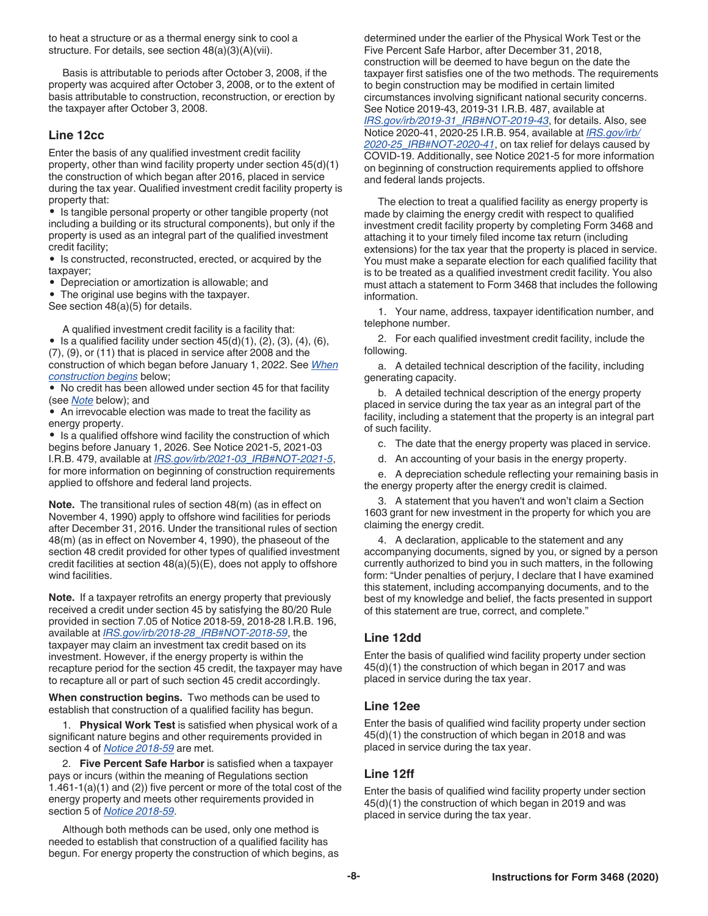to heat a structure or as a thermal energy sink to cool a structure. For details, see section 48(a)(3)(A)(vii).

Basis is attributable to periods after October 3, 2008, if the property was acquired after October 3, 2008, or to the extent of basis attributable to construction, reconstruction, or erection by the taxpayer after October 3, 2008.

## Line 12cc

Enter the basis of any qualified investment credit facility property, other than wind facility property under section 45(d)(1) the construction of which began after 2016, placed in service during the tax year. Qualified investment credit facility property is property that:

- Is tangible personal property or other tangible property (not including a building or its structural components), but only if the property is used as an integral part of the qualified investment credit facility;
- Is constructed, reconstructed, erected, or acquired by the taxpayer;
- Depreciation or amortization is allowable; and
- The original use begins with the taxpayer.

See section 48(a)(5) for details.

A qualified investment credit facility is a facility that:

- Is a qualified facility under section 45(d)(1), (2), (3), (4), (6), (7), (9), or (11) that is placed in service after 2008 and the construction of which began before January 1, 2022. See *When construction begins* below;
- No credit has been allowed under section 45 for that facility (see *Note* below); and
- An irrevocable election was made to treat the facility as energy property.
- Is a qualified offshore wind facility the construction of which begins before January 1, 2026. See Notice 2021-5, 2021-03 I.R.B. 479, available at *IRS.gov/irb/2021-03_IRB#NOT-2021-5*, for more information on beginning of construction requirements applied to offshore and federal land projects.

**Note.** The transitional rules of section 48(m) (as in effect on November 4, 1990) apply to offshore wind facilities for periods after December 31, 2016. Under the transitional rules of section 48(m) (as in effect on November 4, 1990), the phaseout of the section 48 credit provided for other types of qualified investment credit facilities at section 48(a)(5)(E), does not apply to offshore wind facilities.

**Note.** If a taxpayer retrofits an energy property that previously received a credit under section 45 by satisfying the 80/20 Rule provided in section 7.05 of Notice 2018-59, 2018-28 I.R.B. 196, available at *IRS.gov/irb/2018-28_IRB#NOT-2018-59*, the taxpayer may claim an investment tax credit based on its investment. However, if the energy property is within the recapture period for the section 45 credit, the taxpayer may have to recapture all or part of such section 45 credit accordingly.

**When construction begins.** Two methods can be used to establish that construction of a qualified facility has begun.

1. **Physical Work Test** is satisfied when physical work of a significant nature begins and other requirements provided in section 4 of *Notice 2018-59* are met.
2. **Five Percent Safe Harbor** is satisfied when a taxpayer pays or incurs (within the meaning of Regulations section 1.461-1(a)(1) and (2)) five percent or more of the total cost of the energy property and meets other requirements provided in section 5 of *Notice 2018-59*.

Although both methods can be used, only one method is needed to establish that construction of a qualified facility has begun. For energy property the construction of which begins, as determined under the earlier of the Physical Work Test or the Five Percent Safe Harbor, after December 31, 2018, construction will be deemed to have begun on the date the taxpayer first satisfies one of the two methods. The requirements to begin construction may be modified in certain limited circumstances involving significant national security concerns. See Notice 2019-43, 2019-31 I.R.B. 487, available at *IRS.gov/irb/2019-31_IRB#NOT-2019-43*, for details. Also, see Notice 2020-41, 2020-25 I.R.B. 954, available at *IRS.gov/irb/2020-25_IRB#NOT-2020-41*, on tax relief for delays caused by COVID-19. Additionally, see Notice 2021-5 for more information on beginning of construction requirements applied to offshore and federal lands projects.

The election to treat a qualified facility as energy property is made by claiming the energy credit with respect to qualified investment credit facility property by completing Form 3468 and attaching it to your timely filed income tax return (including extensions) for the tax year that the property is placed in service. You must make a separate election for each qualified facility that is to be treated as a qualified investment credit facility. You also must attach a statement to Form 3468 that includes the following information.

1. Your name, address, taxpayer identification number, and telephone number.
2. For each qualified investment credit facility, include the following.
   a. A detailed technical description of the facility, including generating capacity.
   b. A detailed technical description of the energy property placed in service during the tax year as an integral part of the facility, including a statement that the property is an integral part of such facility.
   c. The date that the energy property was placed in service.
   d. An accounting of your basis in the energy property.
   e. A depreciation schedule reflecting your remaining basis in the energy property after the energy credit is claimed.
3. A statement that you haven't and won't claim a Section 1603 grant for new investment in the property for which you are claiming the energy credit.
4. A declaration, applicable to the statement and any accompanying documents, signed by you, or signed by a person currently authorized to bind you in such matters, in the following form: "Under penalties of perjury, I declare that I have examined this statement, including accompanying documents, and to the best of my knowledge and belief, the facts presented in support of this statement are true, correct, and complete."

## Line 12dd

Enter the basis of qualified wind facility property under section 45(d)(1) the construction of which began in 2017 and was placed in service during the tax year.

## Line 12ee

Enter the basis of qualified wind facility property under section 45(d)(1) the construction of which began in 2018 and was placed in service during the tax year.

## Line 12ff

Enter the basis of qualified wind facility property under section 45(d)(1) the construction of which began in 2019 and was placed in service during the tax year.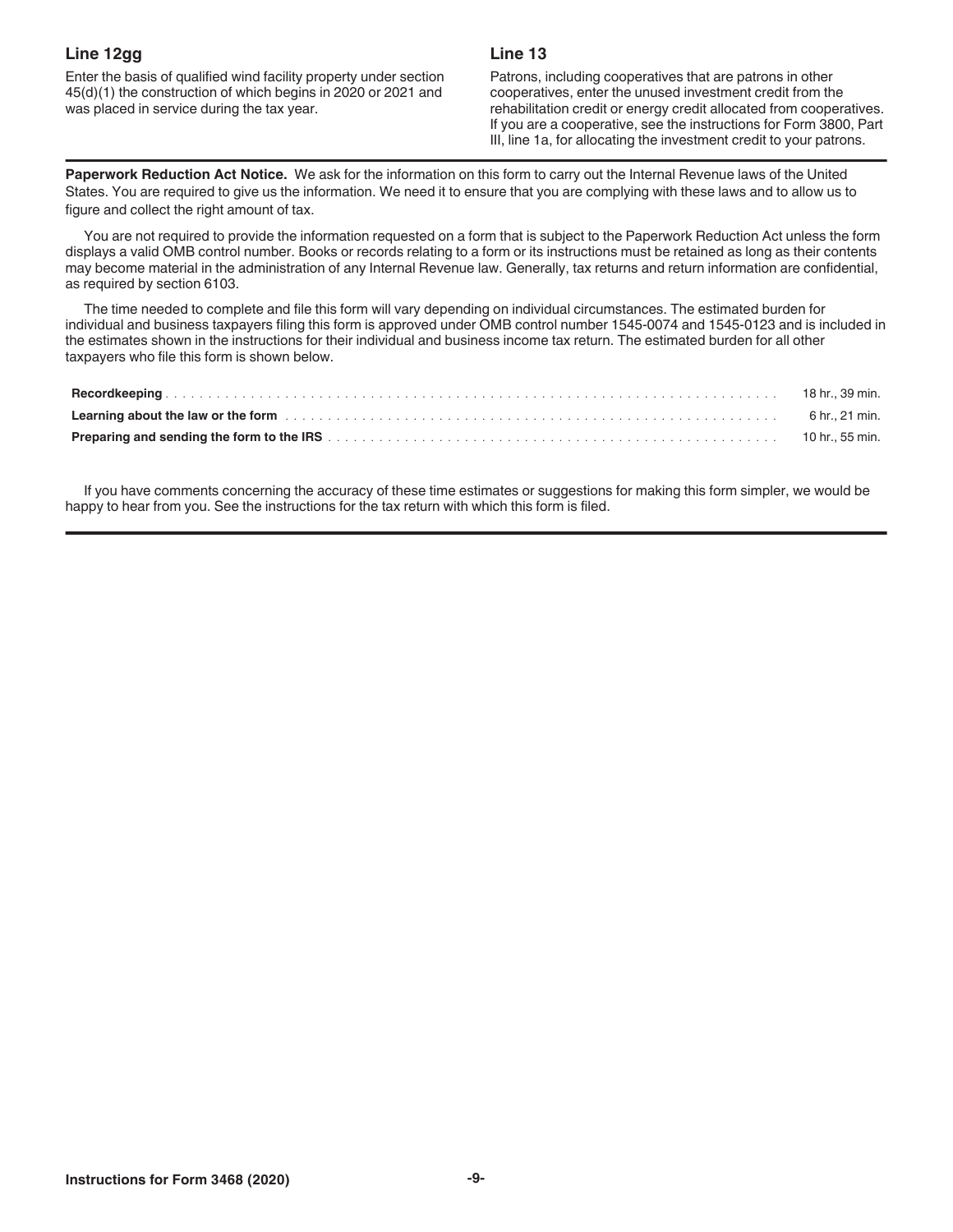### Line 12gg

Enter the basis of qualified wind facility property under section 45(d)(1) the construction of which begins in 2020 or 2021 and was placed in service during the tax year.

### Line 13

Patrons, including cooperatives that are patrons in other cooperatives, enter the unused investment credit from the rehabilitation credit or energy credit allocated from cooperatives. If you are a cooperative, see the instructions for Form 3800, Part III, line 1a, for allocating the investment credit to your patrons.

**Paperwork Reduction Act Notice.** We ask for the information on this form to carry out the Internal Revenue laws of the United States. You are required to give us the information. We need it to ensure that you are complying with these laws and to allow us to figure and collect the right amount of tax.

You are not required to provide the information requested on a form that is subject to the Paperwork Reduction Act unless the form displays a valid OMB control number. Books or records relating to a form or its instructions must be retained as long as their contents may become material in the administration of any Internal Revenue law. Generally, tax returns and return information are confidential, as required by section 6103.

The time needed to complete and file this form will vary depending on individual circumstances. The estimated burden for individual and business taxpayers filing this form is approved under OMB control number 1545-0074 and 1545-0123 and is included in the estimates shown in the instructions for their individual and business income tax return. The estimated burden for all other taxpayers who file this form is shown below.

| | |
|---|---|
| **Recordkeeping** | 18 hr., 39 min. |
| **Learning about the law or the form** | 6 hr., 21 min. |
| **Preparing and sending the form to the IRS** | 10 hr., 55 min. |

If you have comments concerning the accuracy of these time estimates or suggestions for making this form simpler, we would be happy to hear from you. See the instructions for the tax return with which this form is filed.